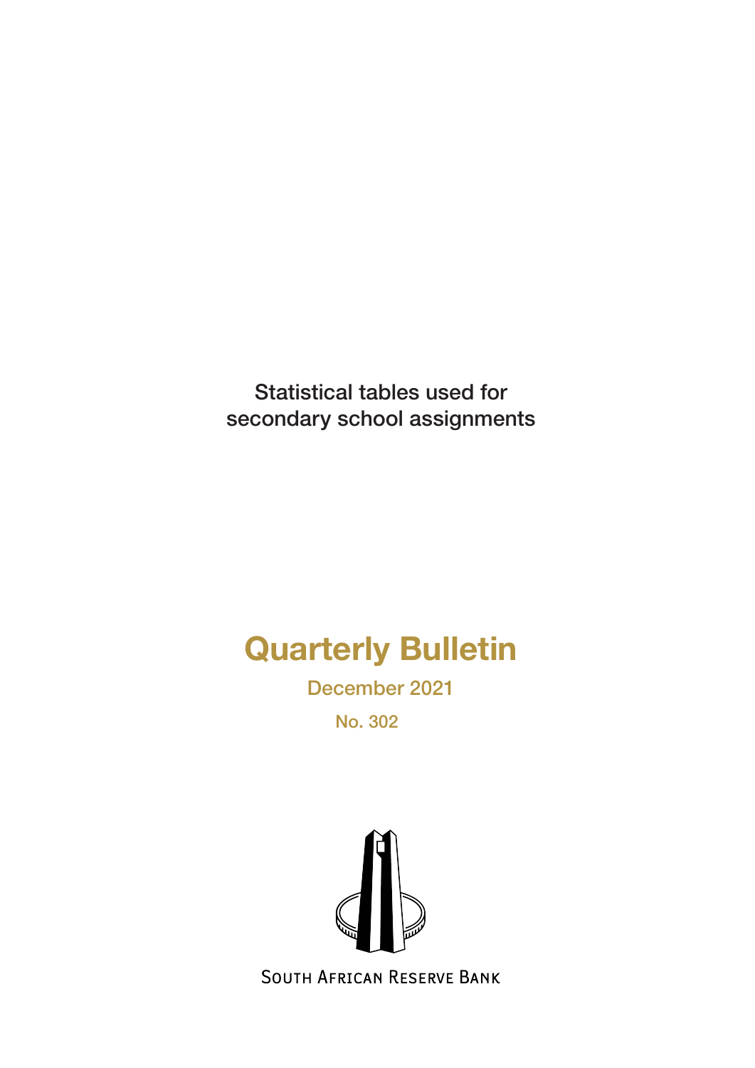Statistical tables used for secondary school assignments

# Quarterly Bulletin

December 2021

No. 302

SOUTH AFRICAN RESERVE BANK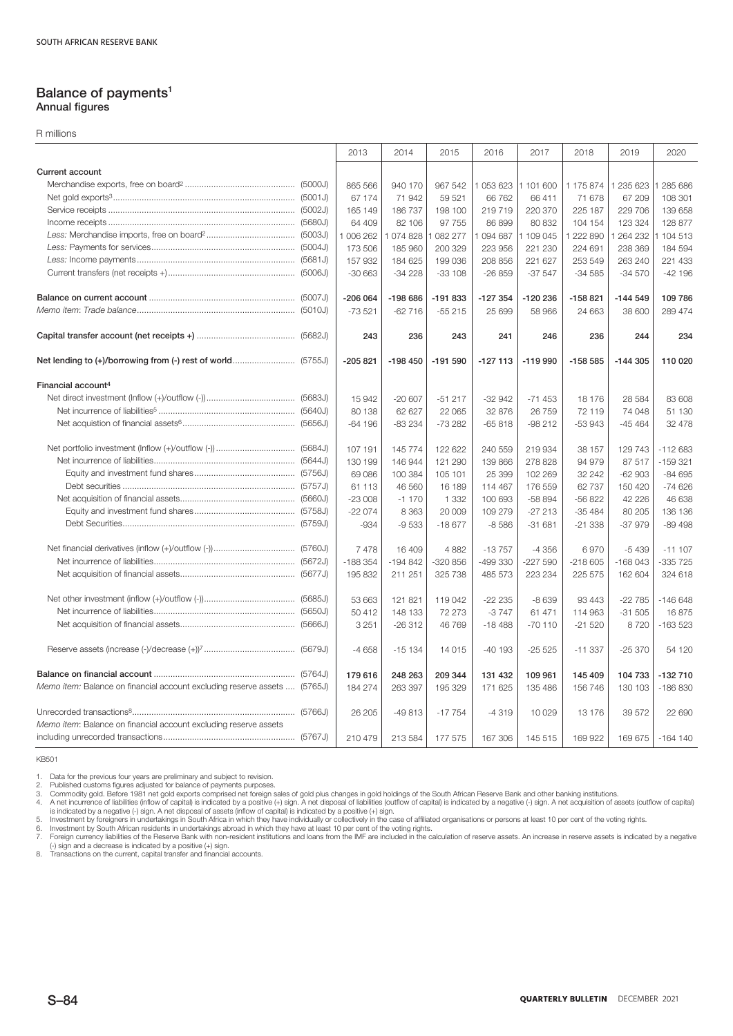# Balance of payments[1]

## Annual figures

R millions

| | | 2013 | 2014 | 2015 | 2016 | 2017 | 2018 | 2019 | 2020 |
|---|---|---|---|---|---|---|---|---|---|
| **Current account** | | | | | | | | | |
| Merchandise exports, free on board[2] | (5000J) | 865 566 | 940 170 | 967 542 | 1 053 623 | 1 101 600 | 1 175 874 | 1 235 623 | 1 285 686 |
| Net gold exports[3] | (5001J) | 67 174 | 71 942 | 59 521 | 66 762 | 66 411 | 71 678 | 67 209 | 108 301 |
| Service receipts | (5002J) | 165 149 | 186 737 | 198 100 | 219 719 | 220 370 | 225 187 | 229 706 | 139 658 |
| Income receipts | (5680J) | 64 409 | 82 106 | 97 755 | 86 899 | 80 832 | 104 154 | 123 324 | 128 877 |
| *Less:* Merchandise imports, free on board[2] | (5003J) | 1 006 262 | 1 074 828 | 1 082 277 | 1 094 687 | 1 109 045 | 1 222 890 | 1 264 232 | 1 104 513 |
| *Less:* Payments for services | (5004J) | 173 506 | 185 960 | 200 329 | 223 956 | 221 230 | 224 691 | 238 369 | 184 594 |
| *Less:* Income payments | (5681J) | 157 932 | 184 625 | 199 036 | 208 856 | 221 627 | 253 549 | 263 240 | 221 433 |
| Current transfers (net receipts +) | (5006J) | -30 663 | -34 228 | -33 108 | -26 859 | -37 547 | -34 585 | -34 570 | -42 196 |
| **Balance on current account** | (5007J) | **-206 064** | **-198 686** | **-191 833** | **-127 354** | **-120 236** | **-158 821** | **-144 549** | **109 786** |
| *Memo item: Trade balance* | (5010J) | -73 521 | -62 716 | -55 215 | 25 699 | 58 966 | 24 663 | 38 600 | 289 474 |
| **Capital transfer account (net receipts +)** | (5682J) | **243** | **236** | **243** | **241** | **246** | **236** | **244** | **234** |
| **Net lending to (+)/borrowing from (-) rest of world** | (5755J) | **-205 821** | **-198 450** | **-191 590** | **-127 113** | **-119 990** | **-158 585** | **-144 305** | **110 020** |
| **Financial account[4]** | | | | | | | | | |
| Net direct investment (Inflow (+)/outflow (-)) | (5683J) | 15 942 | -20 607 | -51 217 | -32 942 | -71 453 | 18 176 | 28 584 | 83 608 |
| Net incurrence of liabilities[5] | (5640J) | 80 138 | 62 627 | 22 065 | 32 876 | 26 759 | 72 119 | 74 048 | 51 130 |
| Net acquisition of financial assets[6] | (5656J) | -64 196 | -83 234 | -73 282 | -65 818 | -98 212 | -53 943 | -45 464 | 32 478 |
| Net portfolio investment (Inflow (+)/outflow (-)) | (5684J) | 107 191 | 145 774 | 122 622 | 240 559 | 219 934 | 38 157 | 129 743 | -112 683 |
| Net incurrence of liabilities | (5644J) | 130 199 | 146 944 | 121 290 | 139 866 | 278 828 | 94 979 | 87 517 | -159 321 |
| Equity and investment fund shares | (5756J) | 69 086 | 100 384 | 105 101 | 25 399 | 102 269 | 32 242 | -62 903 | -84 695 |
| Debt securities | (5757J) | 61 113 | 46 560 | 16 189 | 114 467 | 176 559 | 62 737 | 150 420 | -74 626 |
| Net acquisition of financial assets | (5660J) | -23 008 | -1 170 | 1 332 | 100 693 | -58 894 | -56 822 | 42 226 | 46 638 |
| Equity and investment fund shares | (5758J) | -22 074 | 8 363 | 20 009 | 109 279 | -27 213 | -35 484 | 80 205 | 136 136 |
| Debt securities | (5759J) | -934 | -9 533 | -18 677 | -8 586 | -31 681 | -21 338 | -37 979 | -89 498 |
| Net financial derivatives (inflow (+)/outflow (-)) | (5760J) | 7 478 | 16 409 | 4 882 | -13 757 | -4 356 | 6 970 | -5 439 | -11 107 |
| Net incurrence of liabilities | (5672J) | -188 354 | -194 842 | -320 856 | -499 330 | -227 590 | -218 605 | -168 043 | -335 725 |
| Net acquisition of financial assets | (5677J) | 195 832 | 211 251 | 325 738 | 485 573 | 223 234 | 225 575 | 162 604 | 324 618 |
| Net other investment (inflow (+)/outflow (-)) | (5685J) | 53 663 | 121 821 | 119 042 | -22 235 | -8 639 | 93 443 | -22 785 | -146 648 |
| Net incurrence of liabilities | (5650J) | 50 412 | 148 133 | 72 273 | -3 747 | 61 471 | 114 963 | -31 505 | 16 875 |
| Net acquisition of financial assets | (5666J) | 3 251 | -26 312 | 46 769 | -18 488 | -70 110 | -21 520 | 8 720 | -163 523 |
| Reserve assets (increase (-)/decrease (+))[7] | (5679J) | -4 658 | -15 134 | 14 015 | -40 193 | -25 525 | -11 337 | -25 370 | 54 120 |
| **Balance on financial account** | (5764J) | **179 616** | **248 263** | **209 344** | **131 432** | **109 961** | **145 409** | **104 733** | **-132 710** |
| *Memo item:* Balance on financial account excluding reserve assets | (5765J) | 184 274 | 263 397 | 195 329 | 171 625 | 135 486 | 156 746 | 130 103 | -186 830 |
| Unrecorded transactions[8] | (5766J) | 26 205 | -49 813 | -17 754 | -4 319 | 10 029 | 13 176 | 39 572 | 22 690 |
| *Memo item*: Balance on financial account excluding reserve assets including unrecorded transactions | (5767J) | 210 479 | 213 584 | 177 575 | 167 306 | 145 515 | 169 922 | 169 675 | -164 140 |

KB501

1. Data for the previous four years are preliminary and subject to revision.
2. Published customs figures adjusted for balance of payments purposes.
3. Commodity gold. Before 1981 net gold exports comprised net foreign sales of gold plus changes in gold holdings of the South African Reserve Bank and other banking institutions.
4. A net incurrence of liabilities (inflow of capital) is indicated by a positive (+) sign. A net disposal of liabilities (outflow of capital) is indicated by a negative (-) sign. A net acquisition of assets (outflow of capital) is indicated by a negative (-) sign. A net disposal of assets (inflow of capital) is indicated by a positive (+) sign.
5. Investment by foreigners in undertakings in South Africa in which they have individually or collectively in the case of affiliated organisations or persons at least 10 per cent of the voting rights.
6. Investment by South African residents in undertakings abroad in which they have at least 10 per cent of the voting rights.
7. Foreign currency liabilities of the Reserve Bank with non-resident institutions and loans from the IMF are included in the calculation of reserve assets. An increase in reserve assets is indicated by a negative (-) sign and a decrease is indicated by a positive (+) sign.
8. Transactions on the current, capital transfer and financial accounts.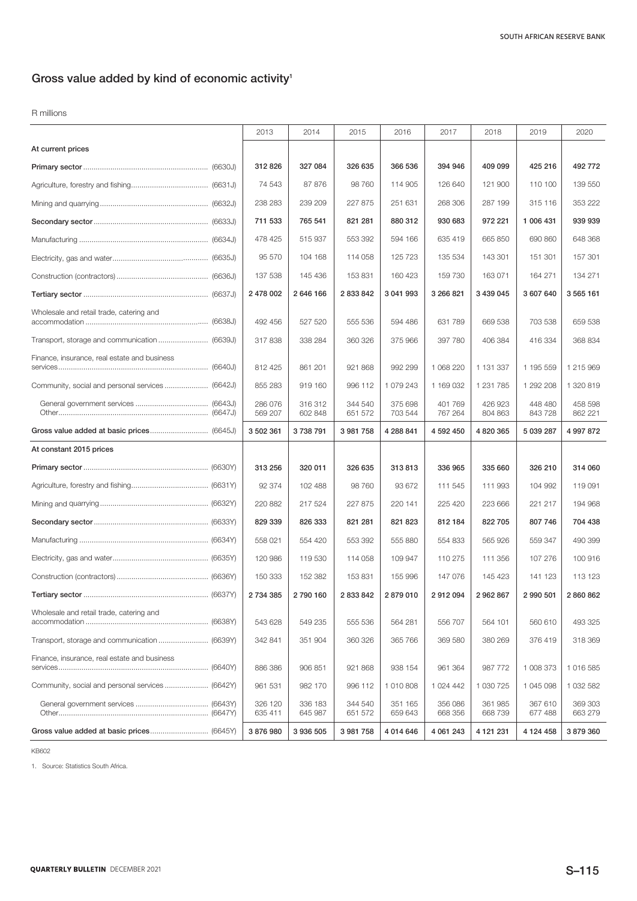## Gross value added by kind of economic activity[1]

R millions

| | 2013 | 2014 | 2015 | 2016 | 2017 | 2018 | 2019 | 2020 |
|---|---|---|---|---|---|---|---|---|
| **At current prices** | | | | | | | | |
| **Primary sector** (6630J) | **312 826** | **327 084** | **326 635** | **366 536** | **394 946** | **409 099** | **425 216** | **492 772** |
| Agriculture, forestry and fishing (6631J) | 74 543 | 87 876 | 98 760 | 114 905 | 126 640 | 121 900 | 110 100 | 139 550 |
| Mining and quarrying (6632J) | 238 283 | 239 209 | 227 875 | 251 631 | 268 306 | 287 199 | 315 116 | 353 222 |
| **Secondary sector** (6633J) | **711 533** | **765 541** | **821 281** | **880 312** | **930 683** | **972 221** | **1 006 431** | **939 939** |
| Manufacturing (6634J) | 478 425 | 515 937 | 553 392 | 594 166 | 635 419 | 665 850 | 690 860 | 648 368 |
| Electricity, gas and water (6635J) | 95 570 | 104 168 | 114 058 | 125 723 | 135 534 | 143 301 | 151 301 | 157 301 |
| Construction (contractors) (6636J) | 137 538 | 145 436 | 153 831 | 160 423 | 159 730 | 163 071 | 164 271 | 134 271 |
| **Tertiary sector** (6637J) | **2 478 002** | **2 646 166** | **2 833 842** | **3 041 993** | **3 266 821** | **3 439 045** | **3 607 640** | **3 565 161** |
| Wholesale and retail trade, catering and accommodation (6638J) | 492 456 | 527 520 | 555 536 | 594 486 | 631 789 | 669 538 | 703 538 | 659 538 |
| Transport, storage and communication (6639J) | 317 838 | 338 284 | 360 326 | 375 966 | 397 780 | 406 384 | 416 334 | 368 834 |
| Finance, insurance, real estate and business services (6640J) | 812 425 | 861 201 | 921 868 | 992 299 | 1 068 220 | 1 131 337 | 1 195 559 | 1 215 969 |
| Community, social and personal services (6642J) | 855 283 | 919 160 | 996 112 | 1 079 243 | 1 169 032 | 1 231 785 | 1 292 208 | 1 320 819 |
| General government services (6643J) | 286 076 | 316 312 | 344 540 | 375 698 | 401 769 | 426 923 | 448 480 | 458 598 |
| Other (6647J) | 569 207 | 602 848 | 651 572 | 703 544 | 767 264 | 804 863 | 843 728 | 862 221 |
| **Gross value added at basic prices** (6645J) | **3 502 361** | **3 738 791** | **3 981 758** | **4 288 841** | **4 592 450** | **4 820 365** | **5 039 287** | **4 997 872** |
| **At constant 2015 prices** | | | | | | | | |
| **Primary sector** (6630Y) | **313 256** | **320 011** | **326 635** | **313 813** | **336 965** | **335 660** | **326 210** | **314 060** |
| Agriculture, forestry and fishing (6631Y) | 92 374 | 102 488 | 98 760 | 93 672 | 111 545 | 111 993 | 104 992 | 119 091 |
| Mining and quarrying (6632Y) | 220 882 | 217 524 | 227 875 | 220 141 | 225 420 | 223 666 | 221 217 | 194 968 |
| **Secondary sector** (6633Y) | **829 339** | **826 333** | **821 281** | **821 823** | **812 184** | **822 705** | **807 746** | **704 438** |
| Manufacturing (6634Y) | 558 021 | 554 420 | 553 392 | 555 880 | 554 833 | 565 926 | 559 347 | 490 399 |
| Electricity, gas and water (6635Y) | 120 986 | 119 530 | 114 058 | 109 947 | 110 275 | 111 356 | 107 276 | 100 916 |
| Construction (contractors) (6636Y) | 150 333 | 152 382 | 153 831 | 155 996 | 147 076 | 145 423 | 141 123 | 113 123 |
| **Tertiary sector** (6637Y) | **2 734 385** | **2 790 160** | **2 833 842** | **2 879 010** | **2 912 094** | **2 962 867** | **2 990 501** | **2 860 862** |
| Wholesale and retail trade, catering and accommodation (6638Y) | 543 628 | 549 235 | 555 536 | 564 281 | 556 707 | 564 101 | 560 610 | 493 325 |
| Transport, storage and communication (6639Y) | 342 841 | 351 904 | 360 326 | 365 766 | 369 580 | 380 269 | 376 419 | 318 369 |
| Finance, insurance, real estate and business services (6640Y) | 886 386 | 906 851 | 921 868 | 938 154 | 961 364 | 987 772 | 1 008 373 | 1 016 585 |
| Community, social and personal services (6642Y) | 961 531 | 982 170 | 996 112 | 1 010 808 | 1 024 442 | 1 030 725 | 1 045 098 | 1 032 582 |
| General government services (6643Y) | 326 120 | 336 183 | 344 540 | 351 165 | 356 086 | 361 985 | 367 610 | 369 303 |
| Other (6647Y) | 635 411 | 645 987 | 651 572 | 659 643 | 668 356 | 668 739 | 677 488 | 663 279 |
| **Gross value added at basic prices** (6645Y) | **3 876 980** | **3 936 505** | **3 981 758** | **4 014 646** | **4 061 243** | **4 121 231** | **4 124 458** | **3 879 360** |

KB602

1. Source: Statistics South Africa.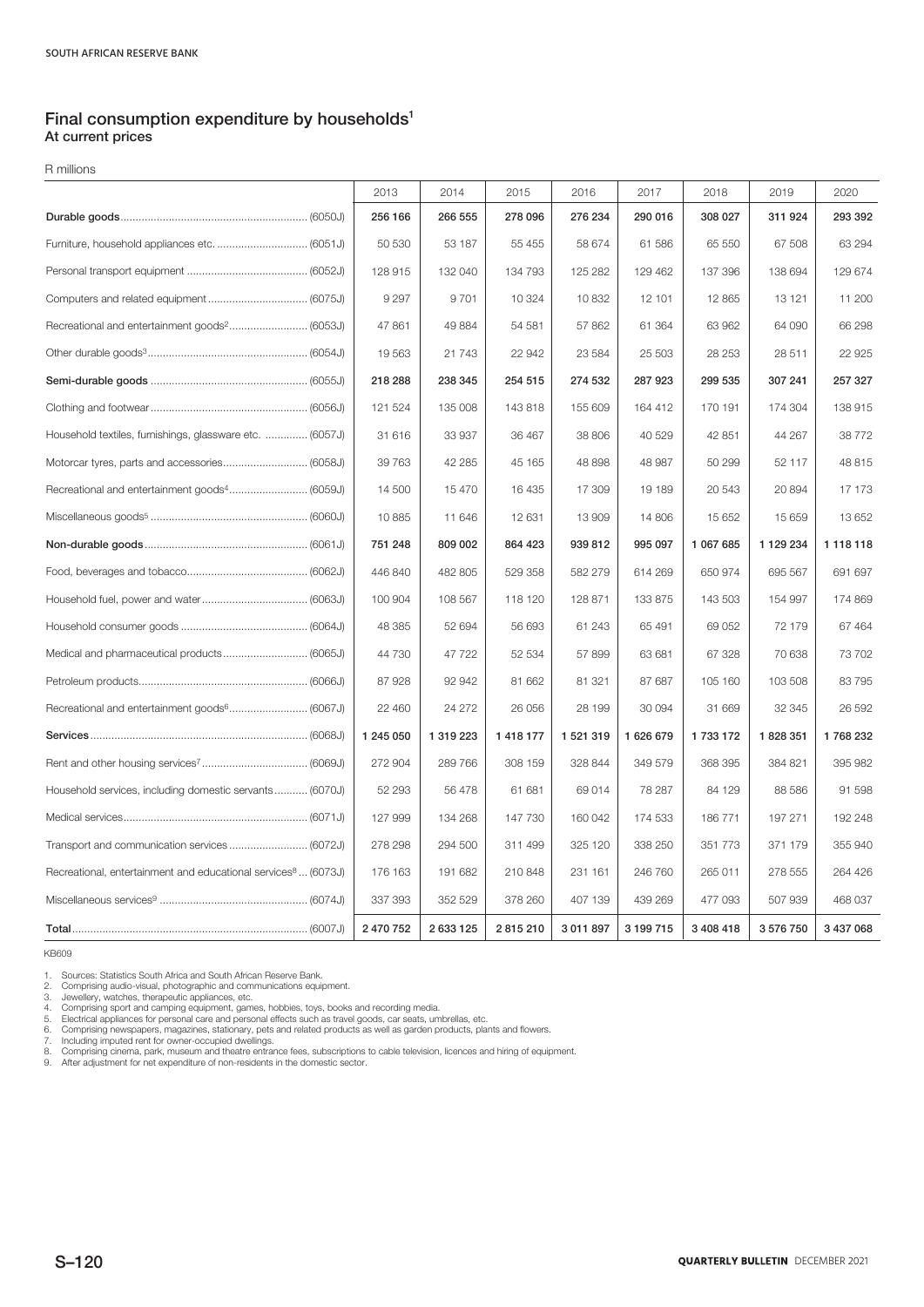## Final consumption expenditure by households[1]
### At current prices

R millions

| | 2013 | 2014 | 2015 | 2016 | 2017 | 2018 | 2019 | 2020 |
|---|---|---|---|---|---|---|---|---|
| **Durable goods** (6050J) | **256 166** | **266 555** | **278 096** | **276 234** | **290 016** | **308 027** | **311 924** | **293 392** |
| Furniture, household appliances etc. (6051J) | 50 530 | 53 187 | 55 455 | 58 674 | 61 586 | 65 550 | 67 508 | 63 294 |
| Personal transport equipment (6052J) | 128 915 | 132 040 | 134 793 | 125 282 | 129 462 | 137 396 | 138 694 | 129 674 |
| Computers and related equipment (6075J) | 9 297 | 9 701 | 10 324 | 10 832 | 12 101 | 12 865 | 13 121 | 11 200 |
| Recreational and entertainment goods[2] (6053J) | 47 861 | 49 884 | 54 581 | 57 862 | 61 364 | 63 962 | 64 090 | 66 298 |
| Other durable goods[3] (6054J) | 19 563 | 21 743 | 22 942 | 23 584 | 25 503 | 28 253 | 28 511 | 22 925 |
| **Semi-durable goods** (6055J) | **218 288** | **238 345** | **254 515** | **274 532** | **287 923** | **299 535** | **307 241** | **257 327** |
| Clothing and footwear (6056J) | 121 524 | 135 008 | 143 818 | 155 609 | 164 412 | 170 191 | 174 304 | 138 915 |
| Household textiles, furnishings, glassware etc. (6057J) | 31 616 | 33 937 | 36 467 | 38 806 | 40 529 | 42 851 | 44 267 | 38 772 |
| Motorcar tyres, parts and accessories (6058J) | 39 763 | 42 285 | 45 165 | 48 898 | 48 987 | 50 299 | 52 117 | 48 815 |
| Recreational and entertainment goods[4] (6059J) | 14 500 | 15 470 | 16 435 | 17 309 | 19 189 | 20 543 | 20 894 | 17 173 |
| Miscellaneous goods[5] (6060J) | 10 885 | 11 646 | 12 631 | 13 909 | 14 806 | 15 652 | 15 659 | 13 652 |
| **Non-durable goods** (6061J) | **751 248** | **809 002** | **864 423** | **939 812** | **995 097** | **1 067 685** | **1 129 234** | **1 118 118** |
| Food, beverages and tobacco (6062J) | 446 840 | 482 805 | 529 358 | 582 279 | 614 269 | 650 974 | 695 567 | 691 697 |
| Household fuel, power and water (6063J) | 100 904 | 108 567 | 118 120 | 128 871 | 133 875 | 143 503 | 154 997 | 174 869 |
| Household consumer goods (6064J) | 48 385 | 52 694 | 56 693 | 61 243 | 65 491 | 69 052 | 72 179 | 67 464 |
| Medical and pharmaceutical products (6065J) | 44 730 | 47 722 | 52 534 | 57 899 | 63 681 | 67 328 | 70 638 | 73 702 |
| Petroleum products (6066J) | 87 928 | 92 942 | 81 662 | 81 321 | 87 687 | 105 160 | 103 508 | 83 795 |
| Recreational and entertainment goods[6] (6067J) | 22 460 | 24 272 | 26 056 | 28 199 | 30 094 | 31 669 | 32 345 | 26 592 |
| **Services** (6068J) | **1 245 050** | **1 319 223** | **1 418 177** | **1 521 319** | **1 626 679** | **1 733 172** | **1 828 351** | **1 768 232** |
| Rent and other housing services[7] (6069J) | 272 904 | 289 766 | 308 159 | 328 844 | 349 579 | 368 395 | 384 821 | 395 982 |
| Household services, including domestic servants (6070J) | 52 293 | 56 478 | 61 681 | 69 014 | 78 287 | 84 129 | 88 586 | 91 598 |
| Medical services (6071J) | 127 999 | 134 268 | 147 730 | 160 042 | 174 533 | 186 771 | 197 271 | 192 248 |
| Transport and communication services (6072J) | 278 298 | 294 500 | 311 499 | 325 120 | 338 250 | 351 773 | 371 179 | 355 940 |
| Recreational, entertainment and educational services[8] (6073J) | 176 163 | 191 682 | 210 848 | 231 161 | 246 760 | 265 011 | 278 555 | 264 426 |
| Miscellaneous services[9] (6074J) | 337 393 | 352 529 | 378 260 | 407 139 | 439 269 | 477 093 | 507 939 | 468 037 |
| **Total** (6007J) | 2 470 752 | 2 633 125 | 2 815 210 | 3 011 897 | 3 199 715 | 3 408 418 | 3 576 750 | 3 437 068 |

KB609

1. Sources: Statistics South Africa and South African Reserve Bank.
2. Comprising audio-visual, photographic and communications equipment.
3. Jewellery, watches, therapeutic appliances, etc.
4. Comprising sport and camping equipment, games, hobbies, toys, books and recording media.
5. Electrical appliances for personal care and personal effects such as travel goods, car seats, umbrellas, etc.
6. Comprising newspapers, magazines, stationary, pets and related products as well as garden products, plants and flowers.
7. Including imputed rent for owner-occupied dwellings.
8. Comprising cinema, park, museum and theatre entrance fees, subscriptions to cable television, licences and hiring of equipment.
9. After adjustment for net expenditure of non-residents in the domestic sector.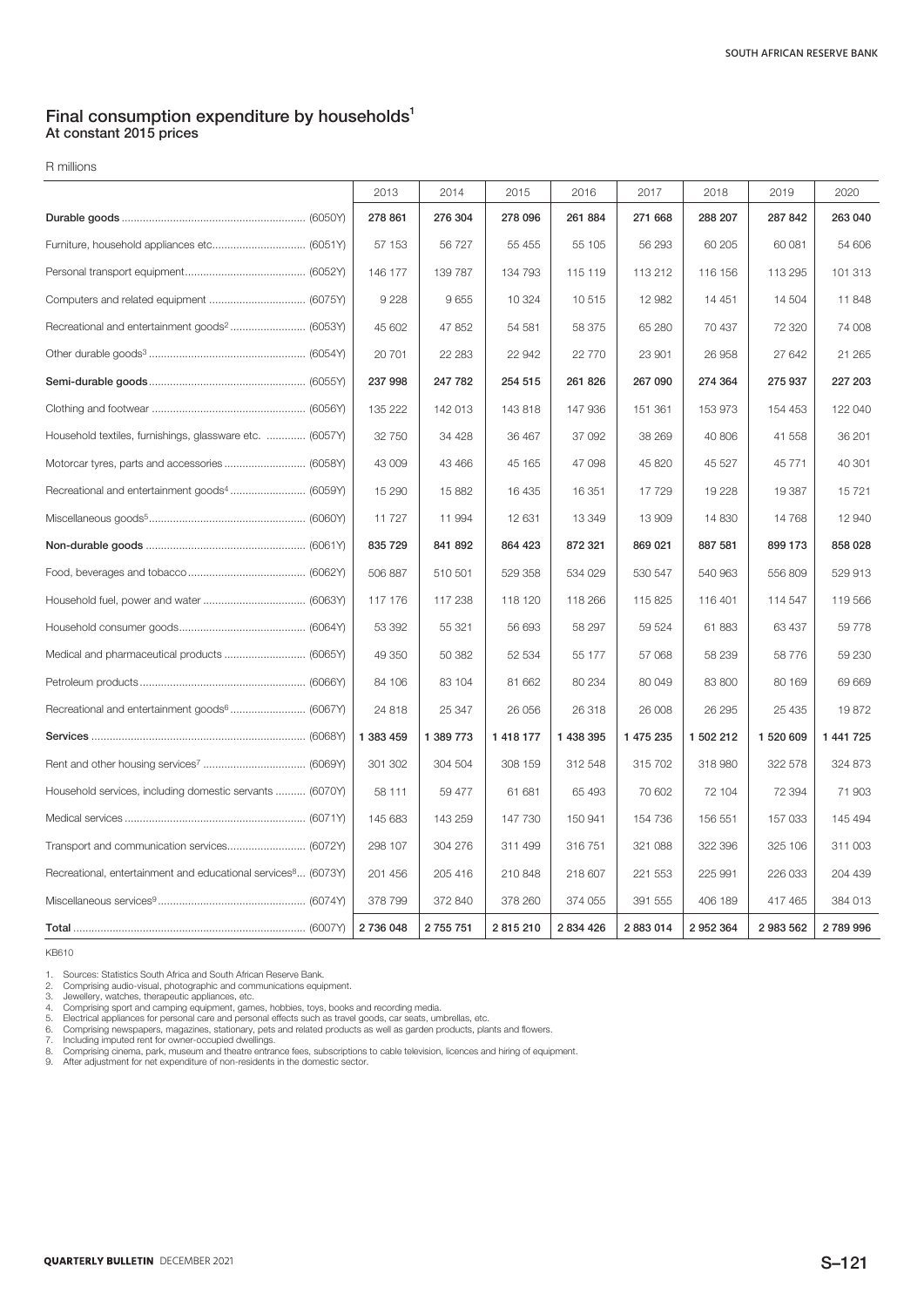## Final consumption expenditure by households[1]
### At constant 2015 prices

R millions

| | 2013 | 2014 | 2015 | 2016 | 2017 | 2018 | 2019 | 2020 |
|---|---|---|---|---|---|---|---|---|
| **Durable goods** (6050Y) | **278 861** | **276 304** | **278 096** | **261 884** | **271 668** | **288 207** | **287 842** | **263 040** |
| Furniture, household appliances etc. (6051Y) | 57 153 | 56 727 | 55 455 | 55 105 | 56 293 | 60 205 | 60 081 | 54 606 |
| Personal transport equipment (6052Y) | 146 177 | 139 787 | 134 793 | 115 119 | 113 212 | 116 156 | 113 295 | 101 313 |
| Computers and related equipment (6075Y) | 9 228 | 9 655 | 10 324 | 10 515 | 12 982 | 14 451 | 14 504 | 11 848 |
| Recreational and entertainment goods[2] (6053Y) | 45 602 | 47 852 | 54 581 | 58 375 | 65 280 | 70 437 | 72 320 | 74 008 |
| Other durable goods[3] (6054Y) | 20 701 | 22 283 | 22 942 | 22 770 | 23 901 | 26 958 | 27 642 | 21 265 |
| **Semi-durable goods** (6055Y) | **237 998** | **247 782** | **254 515** | **261 826** | **267 090** | **274 364** | **275 937** | **227 203** |
| Clothing and footwear (6056Y) | 135 222 | 142 013 | 143 818 | 147 936 | 151 361 | 153 973 | 154 453 | 122 040 |
| Household textiles, furnishings, glassware etc. (6057Y) | 32 750 | 34 428 | 36 467 | 37 092 | 38 269 | 40 806 | 41 558 | 36 201 |
| Motorcar tyres, parts and accessories (6058Y) | 43 009 | 43 466 | 45 165 | 47 098 | 45 820 | 45 527 | 45 771 | 40 301 |
| Recreational and entertainment goods[4] (6059Y) | 15 290 | 15 882 | 16 435 | 16 351 | 17 729 | 19 228 | 19 387 | 15 721 |
| Miscellaneous goods[5] (6060Y) | 11 727 | 11 994 | 12 631 | 13 349 | 13 909 | 14 830 | 14 768 | 12 940 |
| **Non-durable goods** (6061Y) | **835 729** | **841 892** | **864 423** | **872 321** | **869 021** | **887 581** | **899 173** | **858 028** |
| Food, beverages and tobacco (6062Y) | 506 887 | 510 501 | 529 358 | 534 029 | 530 547 | 540 963 | 556 809 | 529 913 |
| Household fuel, power and water (6063Y) | 117 176 | 117 238 | 118 120 | 118 266 | 115 825 | 116 401 | 114 547 | 119 566 |
| Household consumer goods (6064Y) | 53 392 | 55 321 | 56 693 | 58 297 | 59 524 | 61 883 | 63 437 | 59 778 |
| Medical and pharmaceutical products (6065Y) | 49 350 | 50 382 | 52 534 | 55 177 | 57 068 | 58 239 | 58 776 | 59 230 |
| Petroleum products (6066Y) | 84 106 | 83 104 | 81 662 | 80 234 | 80 049 | 83 800 | 80 169 | 69 669 |
| Recreational and entertainment goods[6] (6067Y) | 24 818 | 25 347 | 26 056 | 26 318 | 26 008 | 26 295 | 25 435 | 19 872 |
| **Services** (6068Y) | **1 383 459** | **1 389 773** | **1 418 177** | **1 438 395** | **1 475 235** | **1 502 212** | **1 520 609** | **1 441 725** |
| Rent and other housing services[7] (6069Y) | 301 302 | 304 504 | 308 159 | 312 548 | 315 702 | 318 980 | 322 578 | 324 873 |
| Household services, including domestic servants (6070Y) | 58 111 | 59 477 | 61 681 | 65 493 | 70 602 | 72 104 | 72 394 | 71 903 |
| Medical services (6071Y) | 145 683 | 143 259 | 147 730 | 150 941 | 154 736 | 156 551 | 157 033 | 145 494 |
| Transport and communication services (6072Y) | 298 107 | 304 276 | 311 499 | 316 751 | 321 088 | 322 396 | 325 106 | 311 003 |
| Recreational, entertainment and educational services[8] (6073Y) | 201 456 | 205 416 | 210 848 | 218 607 | 221 553 | 225 991 | 226 033 | 204 439 |
| Miscellaneous services[9] (6074Y) | 378 799 | 372 840 | 378 260 | 374 055 | 391 555 | 406 189 | 417 465 | 384 013 |
| **Total** (6007Y) | **2 736 048** | **2 755 751** | **2 815 210** | **2 834 426** | **2 883 014** | **2 952 364** | **2 983 562** | **2 789 996** |

KB610

1. Sources: Statistics South Africa and South African Reserve Bank.
2. Comprising audio-visual, photographic and communications equipment.
3. Jewellery, watches, therapeutic appliances, etc.
4. Comprising sport and camping equipment, games, hobbies, toys, books and recording media.
5. Electrical appliances for personal care and personal effects such as travel goods, car seats, umbrellas, etc.
6. Comprising newspapers, magazines, stationary, pets and related products as well as garden products, plants and flowers.
7. Including imputed rent for owner-occupied dwellings.
8. Comprising cinema, park, museum and theatre entrance fees, subscriptions to cable television, licences and hiring of equipment.
9. After adjustment for net expenditure of non-residents in the domestic sector.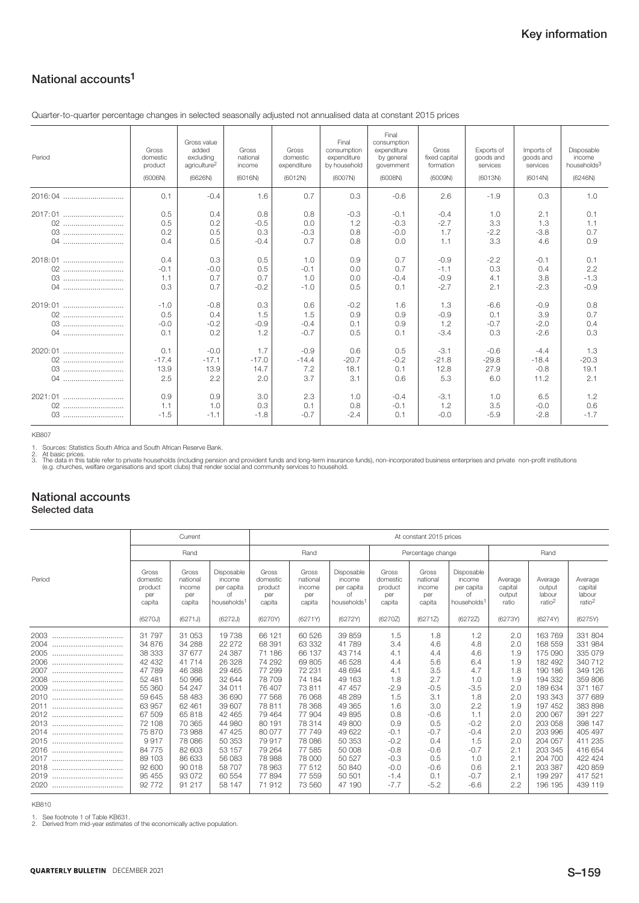## National accounts[1]

Quarter-to-quarter percentage changes in selected seasonally adjusted not annualised data at constant 2015 prices

| Period | Gross domestic product (6006N) | Gross value added excluding agriculture[2] (6626N) | Gross national income (6016N) | Gross domestic expenditure (6012N) | Final consumption expenditure by household (6007N) | Final consumption expenditure by general government (6008N) | Gross fixed capital formation (6009N) | Exports of goods and services (6013N) | Imports of goods and services (6014N) | Disposable income households[3] (6246N) |
|---|---|---|---|---|---|---|---|---|---|---|
| 2016: 04 | 0.1 | -0.4 | 1.6 | 0.7 | 0.3 | -0.6 | 2.6 | -1.9 | 0.3 | 1.0 |
| 2017: 01 | 0.5 | 0.4 | 0.8 | 0.8 | -0.3 | -0.1 | -0.4 | 1.0 | 2.1 | 0.1 |
| 02 | 0.5 | 0.2 | -0.5 | 0.0 | 1.2 | -0.3 | -2.7 | 3.3 | 1.3 | 1.1 |
| 03 | 0.2 | 0.5 | 0.3 | -0.3 | 0.8 | -0.0 | 1.7 | -2.2 | -3.8 | 0.7 |
| 04 | 0.4 | 0.5 | -0.4 | 0.7 | 0.8 | 0.0 | 1.1 | 3.3 | 4.6 | 0.9 |
| 2018: 01 | 0.4 | 0.3 | 0.5 | 1.0 | 0.9 | 0.7 | -0.9 | -2.2 | -0.1 | 0.1 |
| 02 | -0.1 | -0.0 | 0.5 | -0.1 | 0.0 | 0.7 | -1.1 | 0.3 | 0.4 | 2.2 |
| 03 | 1.1 | 0.7 | 0.7 | 1.0 | 0.0 | -0.4 | -0.9 | 4.1 | 3.8 | -1.3 |
| 04 | 0.3 | 0.7 | -0.2 | -1.0 | 0.5 | 0.1 | -2.7 | 2.1 | -2.3 | -0.9 |
| 2019: 01 | -1.0 | -0.8 | 0.3 | 0.6 | -0.2 | 1.6 | 1.3 | -6.6 | -0.9 | 0.8 |
| 02 | 0.5 | 0.4 | 1.5 | 1.5 | 0.9 | 0.9 | -0.9 | 0.1 | 3.9 | 0.7 |
| 03 | -0.0 | -0.2 | -0.9 | -0.4 | 0.1 | 0.9 | 1.2 | -0.7 | -2.0 | 0.4 |
| 04 | 0.1 | 0.2 | 1.2 | -0.7 | 0.5 | 0.1 | -3.4 | 0.3 | -2.6 | 0.3 |
| 2020: 01 | 0.1 | -0.0 | 1.7 | -0.9 | 0.6 | 0.5 | -3.1 | -0.6 | -4.4 | 1.3 |
| 02 | -17.4 | -17.1 | -17.0 | -14.4 | -20.7 | -0.2 | -21.8 | -29.8 | -18.4 | -20.3 |
| 03 | 13.9 | 13.9 | 14.7 | 7.2 | 18.1 | 0.1 | 12.8 | 27.9 | -0.8 | 19.1 |
| 04 | 2.5 | 2.2 | 2.0 | 3.7 | 3.1 | 0.6 | 5.3 | 6.0 | 11.2 | 2.1 |
| 2021: 01 | 0.9 | 0.9 | 3.0 | 2.3 | 1.0 | -0.4 | -3.1 | 1.0 | 6.5 | 1.2 |
| 02 | 1.1 | 1.0 | 0.3 | 0.1 | 0.8 | -0.1 | 1.2 | 3.5 | -0.0 | 0.6 |
| 03 | -1.5 | -1.1 | -1.8 | -0.7 | -2.4 | 0.1 | -0.0 | -5.9 | -2.8 | -1.7 |

KB807

1. Sources: Statistics South Africa and South African Reserve Bank.
2. At basic prices.
3. The data in this table refer to private households (including pension and provident funds and long-term insurance funds), non-incorporated business enterprises and private non-profit institutions (e.g. churches, welfare organisations and sport clubs) that render social and community services to household.

## National accounts
### Selected data

| | Current | | | At constant 2015 prices | | | | | | | | |
|---|---|---|---|---|---|---|---|---|---|---|---|---|
| | Rand | | | Rand | | | Percentage change | | | Rand | | |
| Period | Gross domestic product per capita (6270J) | Gross national income per capita (6271J) | Disposable income per capita of households[1] (6272J) | Gross domestic product per capita (6270Y) | Gross national income per capita (6271Y) | Disposable income per capita of households[1] (6272Y) | Gross domestic product per capita (6270Z) | Gross national income per capita (6271Z) | Disposable income per capita of households[1] (6272Z) | Average capital output ratio (6273Y) | Average output labour ratio[2] (6274Y) | Average capital labour ratio[2] (6275Y) |
| 2003 | 31 797 | 31 053 | 19 738 | 66 121 | 60 526 | 39 859 | 1.5 | 1.8 | 1.2 | 2.0 | 163 769 | 331 804 |
| 2004 | 34 876 | 34 288 | 22 272 | 68 391 | 63 332 | 41 789 | 3.4 | 4.6 | 4.8 | 2.0 | 168 559 | 331 984 |
| 2005 | 38 333 | 37 677 | 24 387 | 71 186 | 66 137 | 43 714 | 4.1 | 4.4 | 4.6 | 1.9 | 175 090 | 335 079 |
| 2006 | 42 432 | 41 714 | 26 328 | 74 292 | 69 805 | 46 528 | 4.4 | 5.6 | 6.4 | 1.9 | 182 492 | 340 712 |
| 2007 | 47 789 | 46 388 | 29 465 | 77 299 | 72 231 | 48 694 | 4.1 | 3.5 | 4.7 | 1.8 | 190 186 | 349 126 |
| 2008 | 52 481 | 50 996 | 32 644 | 78 709 | 74 184 | 49 163 | 1.8 | 2.7 | 1.0 | 1.9 | 194 332 | 359 806 |
| 2009 | 55 360 | 54 247 | 34 011 | 76 407 | 73 811 | 47 457 | -2.9 | -0.5 | -3.5 | 2.0 | 189 634 | 371 167 |
| 2010 | 59 645 | 58 483 | 36 690 | 77 568 | 76 068 | 48 289 | 1.5 | 3.1 | 1.8 | 2.0 | 193 343 | 377 689 |
| 2011 | 63 957 | 62 461 | 39 607 | 78 811 | 78 368 | 49 365 | 1.6 | 3.0 | 2.2 | 1.9 | 197 452 | 383 898 |
| 2012 | 67 509 | 65 818 | 42 465 | 79 464 | 77 904 | 49 895 | 0.8 | -0.6 | 1.1 | 2.0 | 200 067 | 391 227 |
| 2013 | 72 108 | 70 365 | 44 980 | 80 191 | 78 314 | 49 800 | 0.9 | 0.5 | -0.2 | 2.0 | 203 058 | 398 147 |
| 2014 | 75 870 | 73 988 | 47 425 | 80 077 | 77 749 | 49 622 | -0.1 | -0.7 | -0.4 | 2.0 | 203 996 | 405 497 |
| 2015 | 9 917 | 78 086 | 50 353 | 79 917 | 78 086 | 50 353 | -0.2 | 0.4 | 1.5 | 2.0 | 204 057 | 411 235 |
| 2016 | 84 775 | 82 603 | 53 157 | 79 264 | 77 585 | 50 008 | -0.8 | -0.6 | -0.7 | 2.1 | 203 345 | 416 654 |
| 2017 | 89 103 | 86 633 | 56 083 | 78 988 | 78 000 | 50 527 | -0.3 | 0.5 | 1.0 | 2.1 | 204 700 | 422 424 |
| 2018 | 92 600 | 90 018 | 58 707 | 78 963 | 77 512 | 50 840 | -0.0 | -0.6 | 0.6 | 2.1 | 203 387 | 420 859 |
| 2019 | 95 455 | 93 072 | 60 554 | 77 894 | 77 559 | 50 501 | -1.4 | 0.1 | -0.7 | 2.1 | 199 297 | 417 521 |
| 2020 | 92 772 | 91 217 | 58 147 | 71 912 | 73 560 | 47 190 | -7.7 | -5.2 | -6.6 | 2.2 | 196 195 | 439 119 |

KB810

1. See footnote 1 of Table KB631.
2. Derived from mid-year estimates of the economically active population.